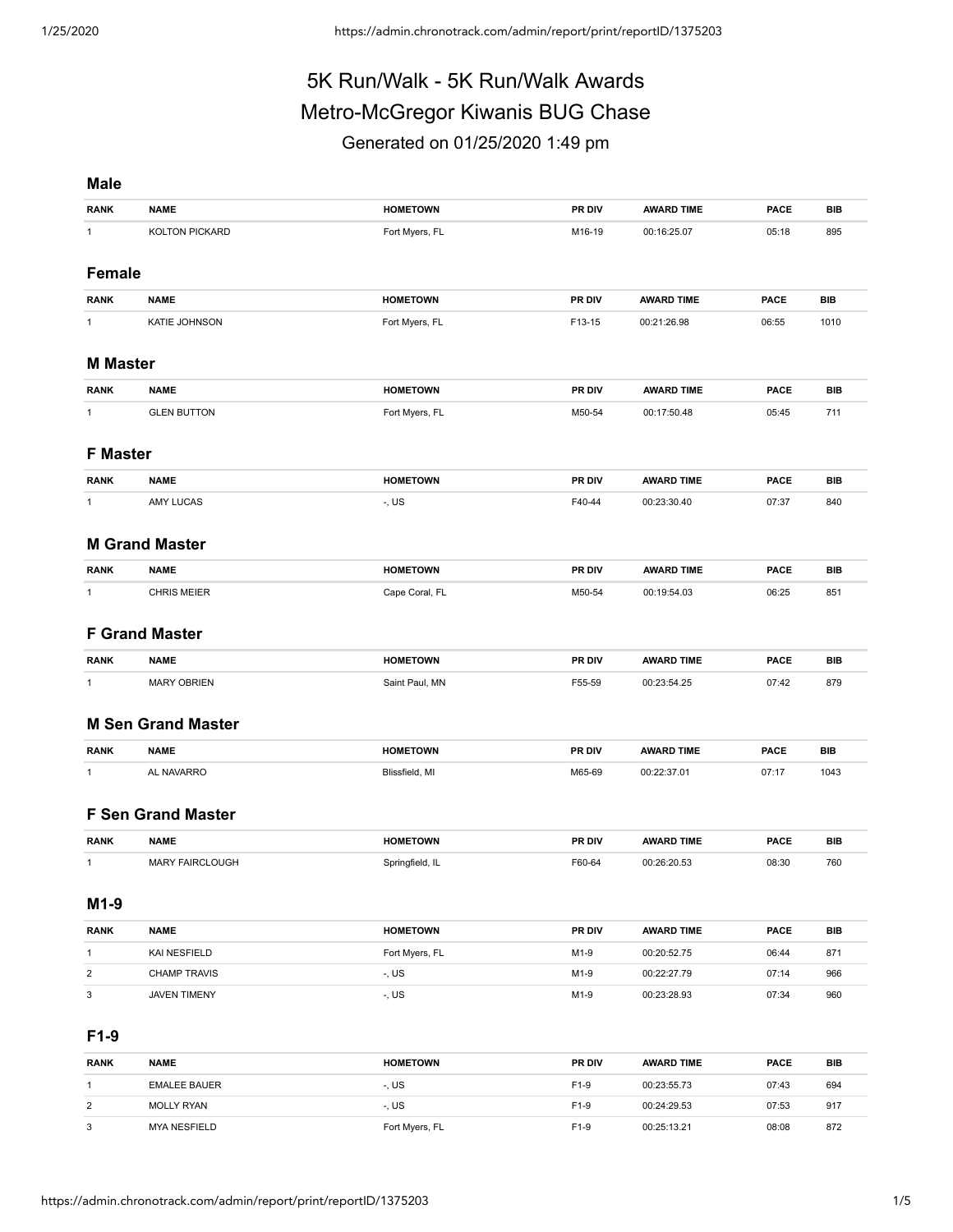# 5K Run/Walk - 5K Run/Walk Awards
# Metro-McGregor Kiwanis BUG Chase
### Generated on 01/25/2020 1:49 pm

## Male

| RANK | NAME | HOMETOWN | PR DIV | AWARD TIME | PACE | BIB |
|---|---|---|---|---|---|---|
| 1 | KOLTON PICKARD | Fort Myers, FL | M16-19 | 00:16:25.07 | 05:18 | 895 |

## Female

| RANK | NAME | HOMETOWN | PR DIV | AWARD TIME | PACE | BIB |
|---|---|---|---|---|---|---|
| 1 | KATIE JOHNSON | Fort Myers, FL | F13-15 | 00:21:26.98 | 06:55 | 1010 |

## M Master

| RANK | NAME | HOMETOWN | PR DIV | AWARD TIME | PACE | BIB |
|---|---|---|---|---|---|---|
| 1 | GLEN BUTTON | Fort Myers, FL | M50-54 | 00:17:50.48 | 05:45 | 711 |

## F Master

| RANK | NAME | HOMETOWN | PR DIV | AWARD TIME | PACE | BIB |
|---|---|---|---|---|---|---|
| 1 | AMY LUCAS | -, US | F40-44 | 00:23:30.40 | 07:37 | 840 |

## M Grand Master

| RANK | NAME | HOMETOWN | PR DIV | AWARD TIME | PACE | BIB |
|---|---|---|---|---|---|---|
| 1 | CHRIS MEIER | Cape Coral, FL | M50-54 | 00:19:54.03 | 06:25 | 851 |

## F Grand Master

| RANK | NAME | HOMETOWN | PR DIV | AWARD TIME | PACE | BIB |
|---|---|---|---|---|---|---|
| 1 | MARY OBRIEN | Saint Paul, MN | F55-59 | 00:23:54.25 | 07:42 | 879 |

## M Sen Grand Master

| RANK | NAME | HOMETOWN | PR DIV | AWARD TIME | PACE | BIB |
|---|---|---|---|---|---|---|
| 1 | AL NAVARRO | Blissfield, MI | M65-69 | 00:22:37.01 | 07:17 | 1043 |

## F Sen Grand Master

| RANK | NAME | HOMETOWN | PR DIV | AWARD TIME | PACE | BIB |
|---|---|---|---|---|---|---|
| 1 | MARY FAIRCLOUGH | Springfield, IL | F60-64 | 00:26:20.53 | 08:30 | 760 |

## M1-9

| RANK | NAME | HOMETOWN | PR DIV | AWARD TIME | PACE | BIB |
|---|---|---|---|---|---|---|
| 1 | KAI NESFIELD | Fort Myers, FL | M1-9 | 00:20:52.75 | 06:44 | 871 |
| 2 | CHAMP TRAVIS | -, US | M1-9 | 00:22:27.79 | 07:14 | 966 |
| 3 | JAVEN TIMENY | -, US | M1-9 | 00:23:28.93 | 07:34 | 960 |

## F1-9

| RANK | NAME | HOMETOWN | PR DIV | AWARD TIME | PACE | BIB |
|---|---|---|---|---|---|---|
| 1 | EMALEE BAUER | -, US | F1-9 | 00:23:55.73 | 07:43 | 694 |
| 2 | MOLLY RYAN | -, US | F1-9 | 00:24:29.53 | 07:53 | 917 |
| 3 | MYA NESFIELD | Fort Myers, FL | F1-9 | 00:25:13.21 | 08:08 | 872 |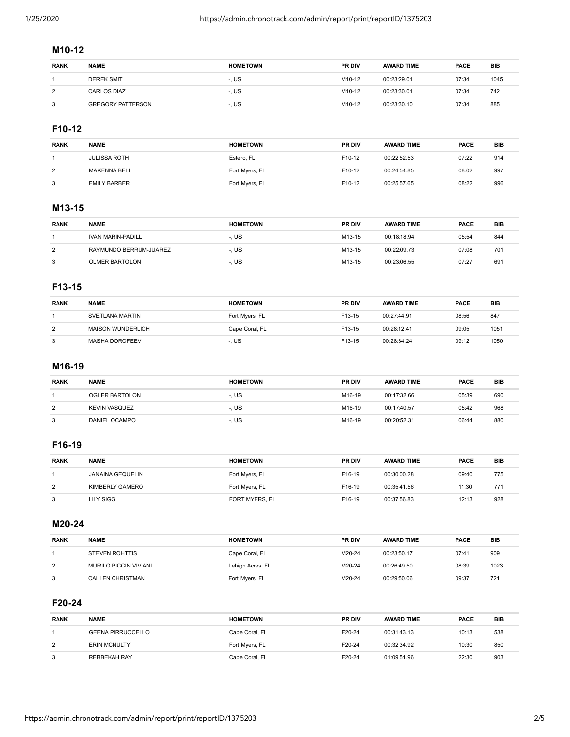## M10-12

| RANK | NAME | HOMETOWN | PR DIV | AWARD TIME | PACE | BIB |
|---|---|---|---|---|---|---|
| 1 | DEREK SMIT | -, US | M10-12 | 00:23:29.01 | 07:34 | 1045 |
| 2 | CARLOS DIAZ | -, US | M10-12 | 00:23:30.01 | 07:34 | 742 |
| 3 | GREGORY PATTERSON | -, US | M10-12 | 00:23:30.10 | 07:34 | 885 |

## F10-12

| RANK | NAME | HOMETOWN | PR DIV | AWARD TIME | PACE | BIB |
|---|---|---|---|---|---|---|
| 1 | JULISSA ROTH | Estero, FL | F10-12 | 00:22:52.53 | 07:22 | 914 |
| 2 | MAKENNA BELL | Fort Myers, FL | F10-12 | 00:24:54.85 | 08:02 | 997 |
| 3 | EMILY BARBER | Fort Myers, FL | F10-12 | 00:25:57.65 | 08:22 | 996 |

## M13-15

| RANK | NAME | HOMETOWN | PR DIV | AWARD TIME | PACE | BIB |
|---|---|---|---|---|---|---|
| 1 | IVAN MARIN-PADILL | -, US | M13-15 | 00:18:18.94 | 05:54 | 844 |
| 2 | RAYMUNDO BERRUM-JUAREZ | -, US | M13-15 | 00:22:09.73 | 07:08 | 701 |
| 3 | OLMER BARTOLON | -, US | M13-15 | 00:23:06.55 | 07:27 | 691 |

## F13-15

| RANK | NAME | HOMETOWN | PR DIV | AWARD TIME | PACE | BIB |
|---|---|---|---|---|---|---|
| 1 | SVETLANA MARTIN | Fort Myers, FL | F13-15 | 00:27:44.91 | 08:56 | 847 |
| 2 | MAISON WUNDERLICH | Cape Coral, FL | F13-15 | 00:28:12.41 | 09:05 | 1051 |
| 3 | MASHA DOROFEEV | -, US | F13-15 | 00:28:34.24 | 09:12 | 1050 |

## M16-19

| RANK | NAME | HOMETOWN | PR DIV | AWARD TIME | PACE | BIB |
|---|---|---|---|---|---|---|
| 1 | OGLER BARTOLON | -, US | M16-19 | 00:17:32.66 | 05:39 | 690 |
| 2 | KEVIN VASQUEZ | -, US | M16-19 | 00:17:40.57 | 05:42 | 968 |
| 3 | DANIEL OCAMPO | -, US | M16-19 | 00:20:52.31 | 06:44 | 880 |

## F16-19

| RANK | NAME | HOMETOWN | PR DIV | AWARD TIME | PACE | BIB |
|---|---|---|---|---|---|---|
| 1 | JANAINA GEQUELIN | Fort Myers, FL | F16-19 | 00:30:00.28 | 09:40 | 775 |
| 2 | KIMBERLY GAMERO | Fort Myers, FL | F16-19 | 00:35:41.56 | 11:30 | 771 |
| 3 | LILY SIGG | FORT MYERS, FL | F16-19 | 00:37:56.83 | 12:13 | 928 |

## M20-24

| RANK | NAME | HOMETOWN | PR DIV | AWARD TIME | PACE | BIB |
|---|---|---|---|---|---|---|
| 1 | STEVEN ROHTTIS | Cape Coral, FL | M20-24 | 00:23:50.17 | 07:41 | 909 |
| 2 | MURILO PICCIN VIVIANI | Lehigh Acres, FL | M20-24 | 00:26:49.50 | 08:39 | 1023 |
| 3 | CALLEN CHRISTMAN | Fort Myers, FL | M20-24 | 00:29:50.06 | 09:37 | 721 |

## F20-24

| RANK | NAME | HOMETOWN | PR DIV | AWARD TIME | PACE | BIB |
|---|---|---|---|---|---|---|
| 1 | GEENA PIRRUCCELLO | Cape Coral, FL | F20-24 | 00:31:43.13 | 10:13 | 538 |
| 2 | ERIN MCNULTY | Fort Myers, FL | F20-24 | 00:32:34.92 | 10:30 | 850 |
| 3 | REBBEKAH RAY | Cape Coral, FL | F20-24 | 01:09:51.96 | 22:30 | 903 |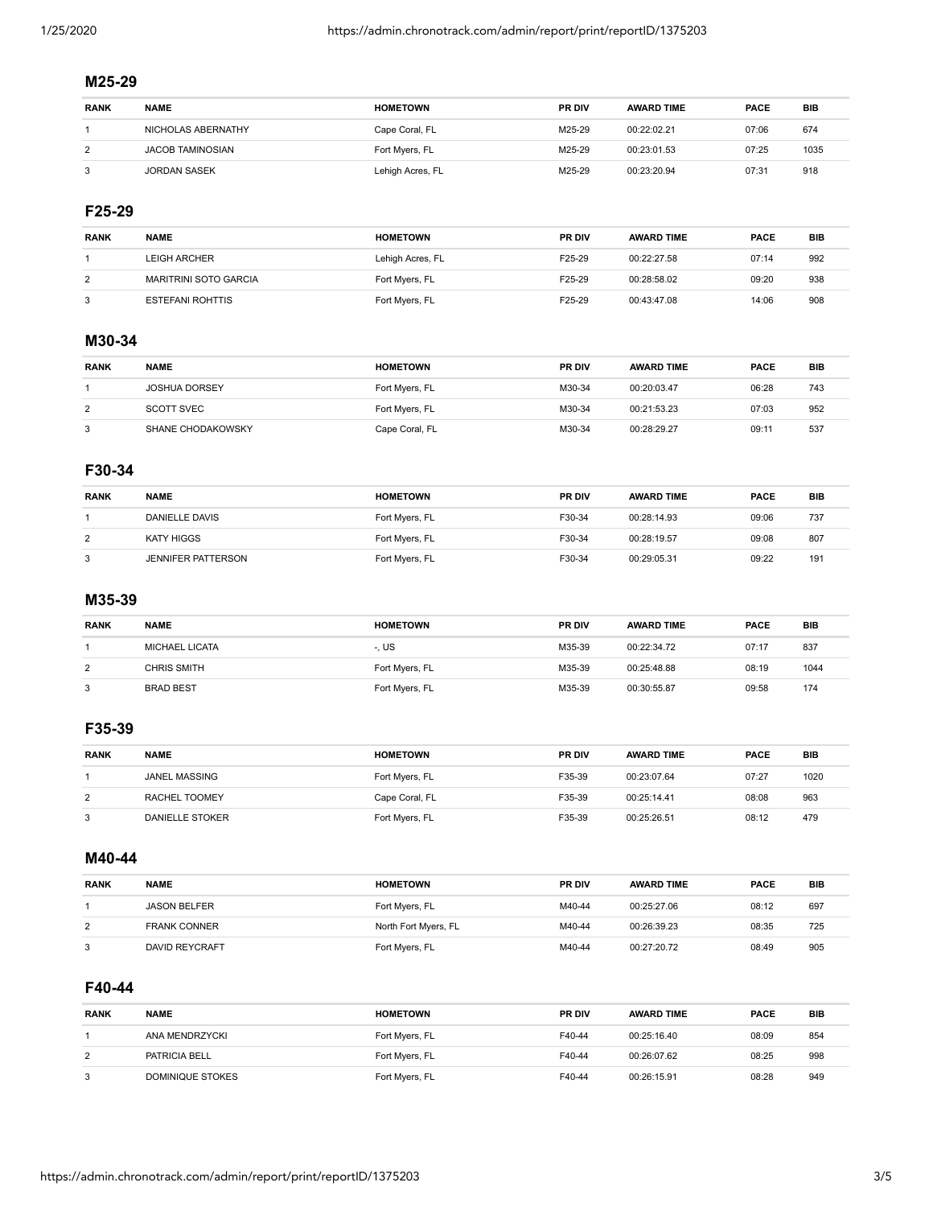## M25-29

| RANK | NAME | HOMETOWN | PR DIV | AWARD TIME | PACE | BIB |
|---|---|---|---|---|---|---|
| 1 | NICHOLAS ABERNATHY | Cape Coral, FL | M25-29 | 00:22:02.21 | 07:06 | 674 |
| 2 | JACOB TAMINOSIAN | Fort Myers, FL | M25-29 | 00:23:01.53 | 07:25 | 1035 |
| 3 | JORDAN SASEK | Lehigh Acres, FL | M25-29 | 00:23:20.94 | 07:31 | 918 |

## F25-29

| RANK | NAME | HOMETOWN | PR DIV | AWARD TIME | PACE | BIB |
|---|---|---|---|---|---|---|
| 1 | LEIGH ARCHER | Lehigh Acres, FL | F25-29 | 00:22:27.58 | 07:14 | 992 |
| 2 | MARITRINI SOTO GARCIA | Fort Myers, FL | F25-29 | 00:28:58.02 | 09:20 | 938 |
| 3 | ESTEFANI ROHTTIS | Fort Myers, FL | F25-29 | 00:43:47.08 | 14:06 | 908 |

## M30-34

| RANK | NAME | HOMETOWN | PR DIV | AWARD TIME | PACE | BIB |
|---|---|---|---|---|---|---|
| 1 | JOSHUA DORSEY | Fort Myers, FL | M30-34 | 00:20:03.47 | 06:28 | 743 |
| 2 | SCOTT SVEC | Fort Myers, FL | M30-34 | 00:21:53.23 | 07:03 | 952 |
| 3 | SHANE CHODAKOWSKY | Cape Coral, FL | M30-34 | 00:28:29.27 | 09:11 | 537 |

## F30-34

| RANK | NAME | HOMETOWN | PR DIV | AWARD TIME | PACE | BIB |
|---|---|---|---|---|---|---|
| 1 | DANIELLE DAVIS | Fort Myers, FL | F30-34 | 00:28:14.93 | 09:06 | 737 |
| 2 | KATY HIGGS | Fort Myers, FL | F30-34 | 00:28:19.57 | 09:08 | 807 |
| 3 | JENNIFER PATTERSON | Fort Myers, FL | F30-34 | 00:29:05.31 | 09:22 | 191 |

## M35-39

| RANK | NAME | HOMETOWN | PR DIV | AWARD TIME | PACE | BIB |
|---|---|---|---|---|---|---|
| 1 | MICHAEL LICATA | -, US | M35-39 | 00:22:34.72 | 07:17 | 837 |
| 2 | CHRIS SMITH | Fort Myers, FL | M35-39 | 00:25:48.88 | 08:19 | 1044 |
| 3 | BRAD BEST | Fort Myers, FL | M35-39 | 00:30:55.87 | 09:58 | 174 |

## F35-39

| RANK | NAME | HOMETOWN | PR DIV | AWARD TIME | PACE | BIB |
|---|---|---|---|---|---|---|
| 1 | JANEL MASSING | Fort Myers, FL | F35-39 | 00:23:07.64 | 07:27 | 1020 |
| 2 | RACHEL TOOMEY | Cape Coral, FL | F35-39 | 00:25:14.41 | 08:08 | 963 |
| 3 | DANIELLE STOKER | Fort Myers, FL | F35-39 | 00:25:26.51 | 08:12 | 479 |

## M40-44

| RANK | NAME | HOMETOWN | PR DIV | AWARD TIME | PACE | BIB |
|---|---|---|---|---|---|---|
| 1 | JASON BELFER | Fort Myers, FL | M40-44 | 00:25:27.06 | 08:12 | 697 |
| 2 | FRANK CONNER | North Fort Myers, FL | M40-44 | 00:26:39.23 | 08:35 | 725 |
| 3 | DAVID REYCRAFT | Fort Myers, FL | M40-44 | 00:27:20.72 | 08:49 | 905 |

## F40-44

| RANK | NAME | HOMETOWN | PR DIV | AWARD TIME | PACE | BIB |
|---|---|---|---|---|---|---|
| 1 | ANA MENDRZYCKI | Fort Myers, FL | F40-44 | 00:25:16.40 | 08:09 | 854 |
| 2 | PATRICIA BELL | Fort Myers, FL | F40-44 | 00:26:07.62 | 08:25 | 998 |
| 3 | DOMINIQUE STOKES | Fort Myers, FL | F40-44 | 00:26:15.91 | 08:28 | 949 |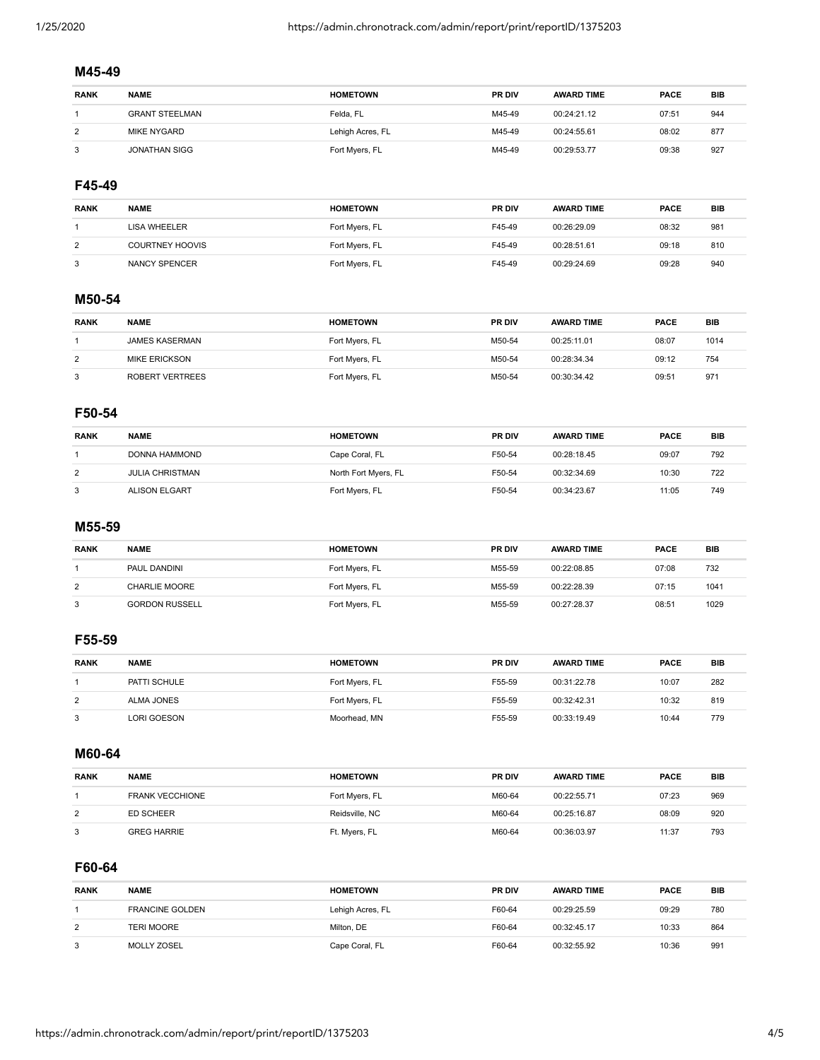## M45-49

| RANK | NAME | HOMETOWN | PR DIV | AWARD TIME | PACE | BIB |
|---|---|---|---|---|---|---|
| 1 | GRANT STEELMAN | Felda, FL | M45-49 | 00:24:21.12 | 07:51 | 944 |
| 2 | MIKE NYGARD | Lehigh Acres, FL | M45-49 | 00:24:55.61 | 08:02 | 877 |
| 3 | JONATHAN SIGG | Fort Myers, FL | M45-49 | 00:29:53.77 | 09:38 | 927 |

## F45-49

| RANK | NAME | HOMETOWN | PR DIV | AWARD TIME | PACE | BIB |
|---|---|---|---|---|---|---|
| 1 | LISA WHEELER | Fort Myers, FL | F45-49 | 00:26:29.09 | 08:32 | 981 |
| 2 | COURTNEY HOOVIS | Fort Myers, FL | F45-49 | 00:28:51.61 | 09:18 | 810 |
| 3 | NANCY SPENCER | Fort Myers, FL | F45-49 | 00:29:24.69 | 09:28 | 940 |

## M50-54

| RANK | NAME | HOMETOWN | PR DIV | AWARD TIME | PACE | BIB |
|---|---|---|---|---|---|---|
| 1 | JAMES KASERMAN | Fort Myers, FL | M50-54 | 00:25:11.01 | 08:07 | 1014 |
| 2 | MIKE ERICKSON | Fort Myers, FL | M50-54 | 00:28:34.34 | 09:12 | 754 |
| 3 | ROBERT VERTREES | Fort Myers, FL | M50-54 | 00:30:34.42 | 09:51 | 971 |

## F50-54

| RANK | NAME | HOMETOWN | PR DIV | AWARD TIME | PACE | BIB |
|---|---|---|---|---|---|---|
| 1 | DONNA HAMMOND | Cape Coral, FL | F50-54 | 00:28:18.45 | 09:07 | 792 |
| 2 | JULIA CHRISTMAN | North Fort Myers, FL | F50-54 | 00:32:34.69 | 10:30 | 722 |
| 3 | ALISON ELGART | Fort Myers, FL | F50-54 | 00:34:23.67 | 11:05 | 749 |

## M55-59

| RANK | NAME | HOMETOWN | PR DIV | AWARD TIME | PACE | BIB |
|---|---|---|---|---|---|---|
| 1 | PAUL DANDINI | Fort Myers, FL | M55-59 | 00:22:08.85 | 07:08 | 732 |
| 2 | CHARLIE MOORE | Fort Myers, FL | M55-59 | 00:22:28.39 | 07:15 | 1041 |
| 3 | GORDON RUSSELL | Fort Myers, FL | M55-59 | 00:27:28.37 | 08:51 | 1029 |

## F55-59

| RANK | NAME | HOMETOWN | PR DIV | AWARD TIME | PACE | BIB |
|---|---|---|---|---|---|---|
| 1 | PATTI SCHULE | Fort Myers, FL | F55-59 | 00:31:22.78 | 10:07 | 282 |
| 2 | ALMA JONES | Fort Myers, FL | F55-59 | 00:32:42.31 | 10:32 | 819 |
| 3 | LORI GOESON | Moorhead, MN | F55-59 | 00:33:19.49 | 10:44 | 779 |

## M60-64

| RANK | NAME | HOMETOWN | PR DIV | AWARD TIME | PACE | BIB |
|---|---|---|---|---|---|---|
| 1 | FRANK VECCHIONE | Fort Myers, FL | M60-64 | 00:22:55.71 | 07:23 | 969 |
| 2 | ED SCHEER | Reidsville, NC | M60-64 | 00:25:16.87 | 08:09 | 920 |
| 3 | GREG HARRIE | Ft. Myers, FL | M60-64 | 00:36:03.97 | 11:37 | 793 |

## F60-64

| RANK | NAME | HOMETOWN | PR DIV | AWARD TIME | PACE | BIB |
|---|---|---|---|---|---|---|
| 1 | FRANCINE GOLDEN | Lehigh Acres, FL | F60-64 | 00:29:25.59 | 09:29 | 780 |
| 2 | TERI MOORE | Milton, DE | F60-64 | 00:32:45.17 | 10:33 | 864 |
| 3 | MOLLY ZOSEL | Cape Coral, FL | F60-64 | 00:32:55.92 | 10:36 | 991 |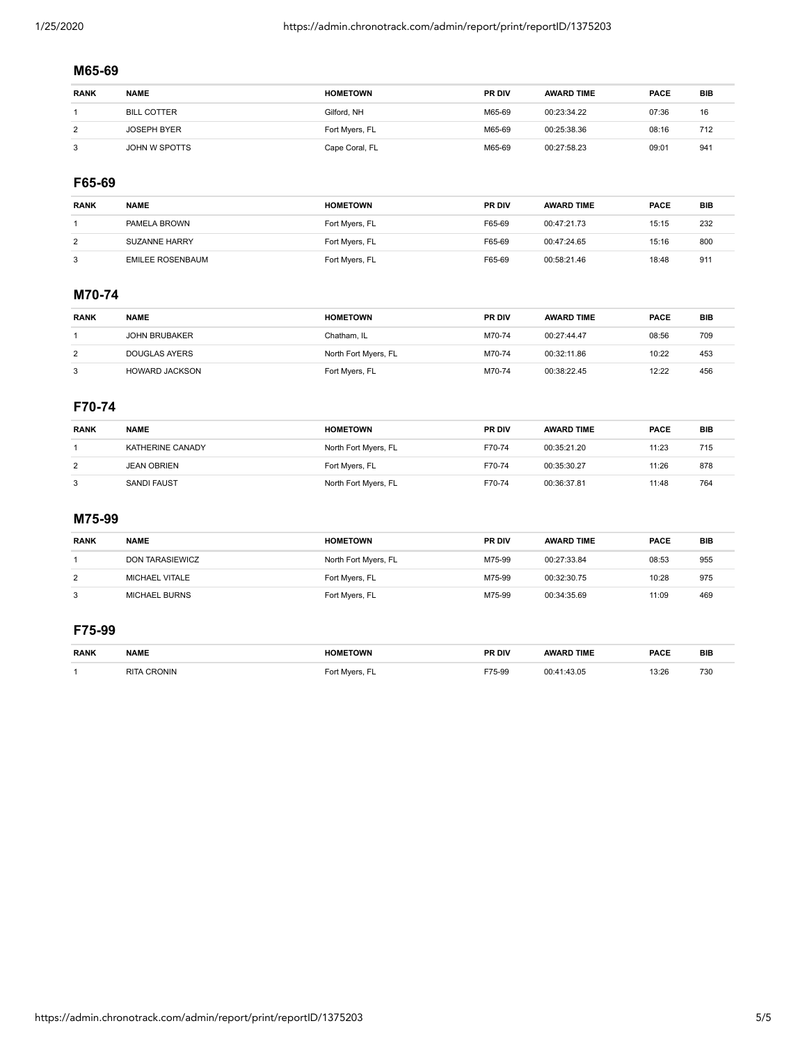## M65-69

| RANK | NAME | HOMETOWN | PR DIV | AWARD TIME | PACE | BIB |
|---|---|---|---|---|---|---|
| 1 | BILL COTTER | Gilford, NH | M65-69 | 00:23:34.22 | 07:36 | 16 |
| 2 | JOSEPH BYER | Fort Myers, FL | M65-69 | 00:25:38.36 | 08:16 | 712 |
| 3 | JOHN W SPOTTS | Cape Coral, FL | M65-69 | 00:27:58.23 | 09:01 | 941 |

## F65-69

| RANK | NAME | HOMETOWN | PR DIV | AWARD TIME | PACE | BIB |
|---|---|---|---|---|---|---|
| 1 | PAMELA BROWN | Fort Myers, FL | F65-69 | 00:47:21.73 | 15:15 | 232 |
| 2 | SUZANNE HARRY | Fort Myers, FL | F65-69 | 00:47:24.65 | 15:16 | 800 |
| 3 | EMILEE ROSENBAUM | Fort Myers, FL | F65-69 | 00:58:21.46 | 18:48 | 911 |

## M70-74

| RANK | NAME | HOMETOWN | PR DIV | AWARD TIME | PACE | BIB |
|---|---|---|---|---|---|---|
| 1 | JOHN BRUBAKER | Chatham, IL | M70-74 | 00:27:44.47 | 08:56 | 709 |
| 2 | DOUGLAS AYERS | North Fort Myers, FL | M70-74 | 00:32:11.86 | 10:22 | 453 |
| 3 | HOWARD JACKSON | Fort Myers, FL | M70-74 | 00:38:22.45 | 12:22 | 456 |

## F70-74

| RANK | NAME | HOMETOWN | PR DIV | AWARD TIME | PACE | BIB |
|---|---|---|---|---|---|---|
| 1 | KATHERINE CANADY | North Fort Myers, FL | F70-74 | 00:35:21.20 | 11:23 | 715 |
| 2 | JEAN OBRIEN | Fort Myers, FL | F70-74 | 00:35:30.27 | 11:26 | 878 |
| 3 | SANDI FAUST | North Fort Myers, FL | F70-74 | 00:36:37.81 | 11:48 | 764 |

## M75-99

| RANK | NAME | HOMETOWN | PR DIV | AWARD TIME | PACE | BIB |
|---|---|---|---|---|---|---|
| 1 | DON TARASIEWICZ | North Fort Myers, FL | M75-99 | 00:27:33.84 | 08:53 | 955 |
| 2 | MICHAEL VITALE | Fort Myers, FL | M75-99 | 00:32:30.75 | 10:28 | 975 |
| 3 | MICHAEL BURNS | Fort Myers, FL | M75-99 | 00:34:35.69 | 11:09 | 469 |

## F75-99

| RANK | NAME | HOMETOWN | PR DIV | AWARD TIME | PACE | BIB |
|---|---|---|---|---|---|---|
| 1 | RITA CRONIN | Fort Myers, FL | F75-99 | 00:41:43.05 | 13:26 | 730 |